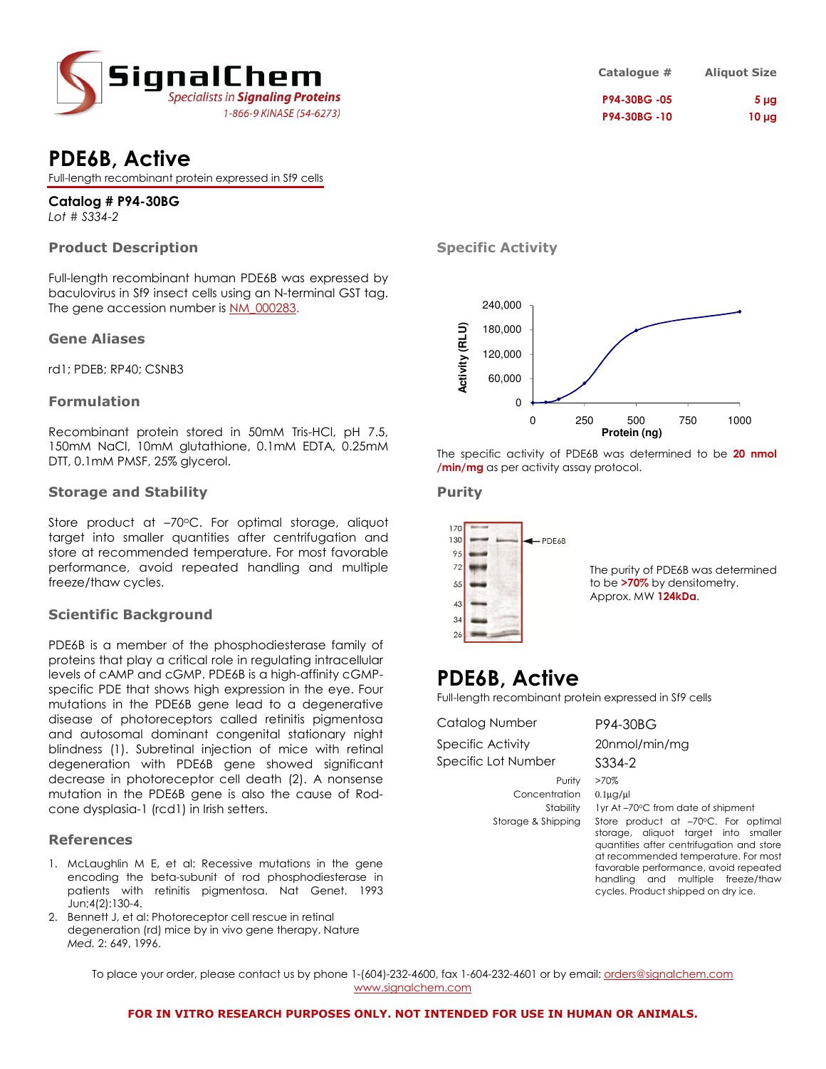SignalChem
*Specialists in Signaling Proteins*
1-866-9 KINASE (54-6273)

| Catalogue # | Aliquot Size |
|---|---|
| P94-30BG -05 | 5 µg |
| P94-30BG -10 | 10 µg |

# PDE6B, Active

Full-length recombinant protein expressed in Sf9 cells

**Catalog # P94-30BG**
*Lot # S334-2*

## Product Description

Full-length recombinant human PDE6B was expressed by baculovirus in Sf9 insect cells using an N-terminal GST tag. The gene accession number is NM_000283.

## Gene Aliases

rd1; PDEB; RP40; CSNB3

## Formulation

Recombinant protein stored in 50mM Tris-HCl, pH 7.5, 150mM NaCl, 10mM glutathione, 0.1mM EDTA, 0.25mM DTT, 0.1mM PMSF, 25% glycerol.

## Storage and Stability

Store product at –70°C. For optimal storage, aliquot target into smaller quantities after centrifugation and store at recommended temperature. For most favorable performance, avoid repeated handling and multiple freeze/thaw cycles.

## Scientific Background

PDE6B is a member of the phosphodiesterase family of proteins that play a critical role in regulating intracellular levels of cAMP and cGMP. PDE6B is a high-affinity cGMP-specific PDE that shows high expression in the eye. Four mutations in the PDE6B gene lead to a degenerative disease of photoreceptors called retinitis pigmentosa and autosomal dominant congenital stationary night blindness (1). Subretinal injection of mice with retinal degeneration with PDE6B gene showed significant decrease in photoreceptor cell death (2). A nonsense mutation in the PDE6B gene is also the cause of Rod-cone dysplasia-1 (rcd1) in Irish setters.

## References

1. McLaughlin M E, et al: Recessive mutations in the gene encoding the beta-subunit of rod phosphodiesterase in patients with retinitis pigmentosa. Nat Genet. 1993 Jun;4(2):130-4.
2. Bennett J, et al: Photoreceptor cell rescue in retinal degeneration (rd) mice by in vivo gene therapy. Nature Med. 2: 649, 1996.

## Specific Activity

The specific activity of PDE6B was determined to be **20 nmol /min/mg** as per activity assay protocol.

## Purity

The purity of PDE6B was determined to be **>70%** by densitometry. Approx. MW **124kDa**.

# PDE6B, Active

Full-length recombinant protein expressed in Sf9 cells

| | |
|---|---|
| Catalog Number | P94-30BG |
| Specific Activity | 20nmol/min/mg |
| Specific Lot Number | S334-2 |
| Purity | >70% |
| Concentration | 0.1µg/µl |
| Stability | 1yr At –70°C from date of shipment |
| Storage & Shipping | Store product at –70°C. For optimal storage, aliquot target into smaller quantities after centrifugation and store at recommended temperature. For most favorable performance, avoid repeated handling and multiple freeze/thaw cycles. Product shipped on dry ice. |

To place your order, please contact us by phone 1-(604)-232-4600, fax 1-604-232-4601 or by email: orders@signalchem.com
www.signalchem.com

**FOR IN VITRO RESEARCH PURPOSES ONLY. NOT INTENDED FOR USE IN HUMAN OR ANIMALS.**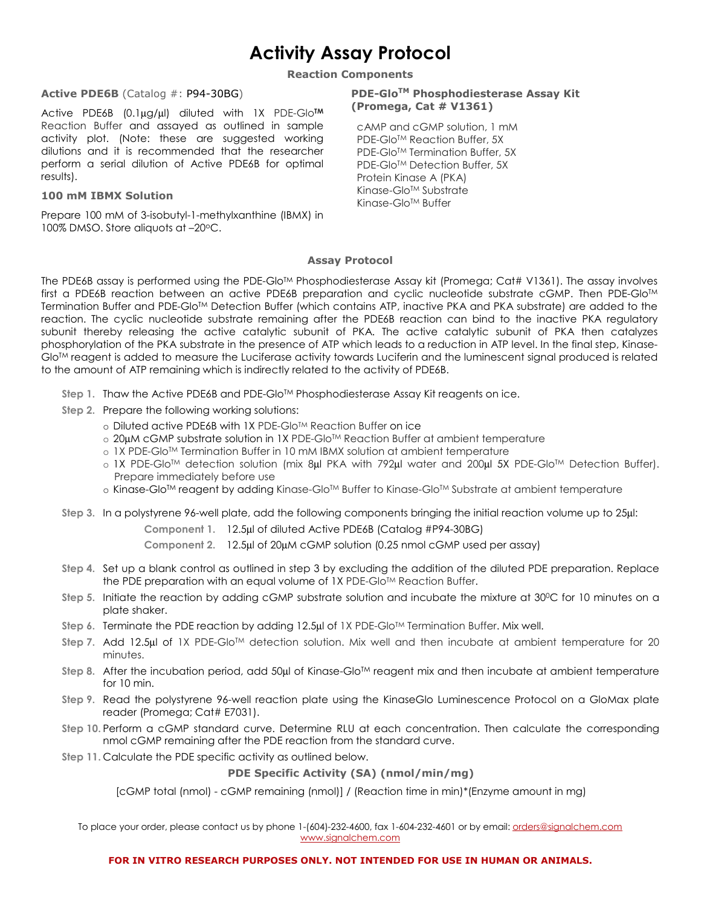# Activity Assay Protocol

### Reaction Components

**Active PDE6B** (Catalog #: P94-30BG)

Active PDE6B (0.1µg/µl) diluted with 1X PDE-Glo™ Reaction Buffer and assayed as outlined in sample activity plot. (Note: these are suggested working dilutions and it is recommended that the researcher perform a serial dilution of Active PDE6B for optimal results).

**100 mM IBMX Solution**

Prepare 100 mM of 3-isobutyl-1-methylxanthine (IBMX) in 100% DMSO. Store aliquots at –20°C.

**PDE-Glo™ Phosphodiesterase Assay Kit (Promega, Cat # V1361)**

cAMP and cGMP solution, 1 mM
PDE-Glo™ Reaction Buffer, 5X
PDE-Glo™ Termination Buffer, 5X
PDE-Glo™ Detection Buffer, 5X
Protein Kinase A (PKA)
Kinase-Glo™ Substrate
Kinase-Glo™ Buffer

### Assay Protocol

The PDE6B assay is performed using the PDE-Glo™ Phosphodiesterase Assay kit (Promega; Cat# V1361). The assay involves first a PDE6B reaction between an active PDE6B preparation and cyclic nucleotide substrate cGMP. Then PDE-Glo™ Termination Buffer and PDE-Glo™ Detection Buffer (which contains ATP, inactive PKA and PKA substrate) are added to the reaction. The cyclic nucleotide substrate remaining after the PDE6B reaction can bind to the inactive PKA regulatory subunit thereby releasing the active catalytic subunit of PKA. The active catalytic subunit of PKA then catalyzes phosphorylation of the PKA substrate in the presence of ATP which leads to a reduction in ATP level. In the final step, Kinase-Glo™ reagent is added to measure the Luciferase activity towards Luciferin and the luminescent signal produced is related to the amount of ATP remaining which is indirectly related to the activity of PDE6B.

**Step 1.** Thaw the Active PDE6B and PDE-Glo™ Phosphodiesterase Assay Kit reagents on ice.

**Step 2.** Prepare the following working solutions:
- Diluted active PDE6B with 1X PDE-Glo™ Reaction Buffer on ice
- 20µM cGMP substrate solution in 1X PDE-Glo™ Reaction Buffer at ambient temperature
- 1X PDE-Glo™ Termination Buffer in 10 mM IBMX solution at ambient temperature
- 1X PDE-Glo™ detection solution (mix 8µl PKA with 792µl water and 200µl 5X PDE-Glo™ Detection Buffer). Prepare immediately before use
- Kinase-Glo™ reagent by adding Kinase-Glo™ Buffer to Kinase-Glo™ Substrate at ambient temperature

**Step 3.** In a polystyrene 96-well plate, add the following components bringing the initial reaction volume up to 25µl:

**Component 1.** 12.5µl of diluted Active PDE6B (Catalog #P94-30BG)
**Component 2.** 12.5µl of 20µM cGMP solution (0.25 nmol cGMP used per assay)

**Step 4.** Set up a blank control as outlined in step 3 by excluding the addition of the diluted PDE preparation. Replace the PDE preparation with an equal volume of 1X PDE-Glo™ Reaction Buffer.

**Step 5.** Initiate the reaction by adding cGMP substrate solution and incubate the mixture at 30°C for 10 minutes on a plate shaker.

**Step 6.** Terminate the PDE reaction by adding 12.5µl of 1X PDE-Glo™ Termination Buffer. Mix well.

**Step 7.** Add 12.5µl of 1X PDE-Glo™ detection solution. Mix well and then incubate at ambient temperature for 20 minutes.

**Step 8.** After the incubation period, add 50µl of Kinase-Glo™ reagent mix and then incubate at ambient temperature for 10 min.

**Step 9.** Read the polystyrene 96-well reaction plate using the KinaseGlo Luminescence Protocol on a GloMax plate reader (Promega; Cat# E7031).

**Step 10.** Perform a cGMP standard curve. Determine RLU at each concentration. Then calculate the corresponding nmol cGMP remaining after the PDE reaction from the standard curve.

**Step 11.** Calculate the PDE specific activity as outlined below.

**PDE Specific Activity (SA) (nmol/min/mg)**

[cGMP total (nmol) - cGMP remaining (nmol)] / (Reaction time in min)*(Enzyme amount in mg)

To place your order, please contact us by phone 1-(604)-232-4600, fax 1-604-232-4601 or by email: orders@signalchem.com
www.signalchem.com

**FOR IN VITRO RESEARCH PURPOSES ONLY. NOT INTENDED FOR USE IN HUMAN OR ANIMALS.**